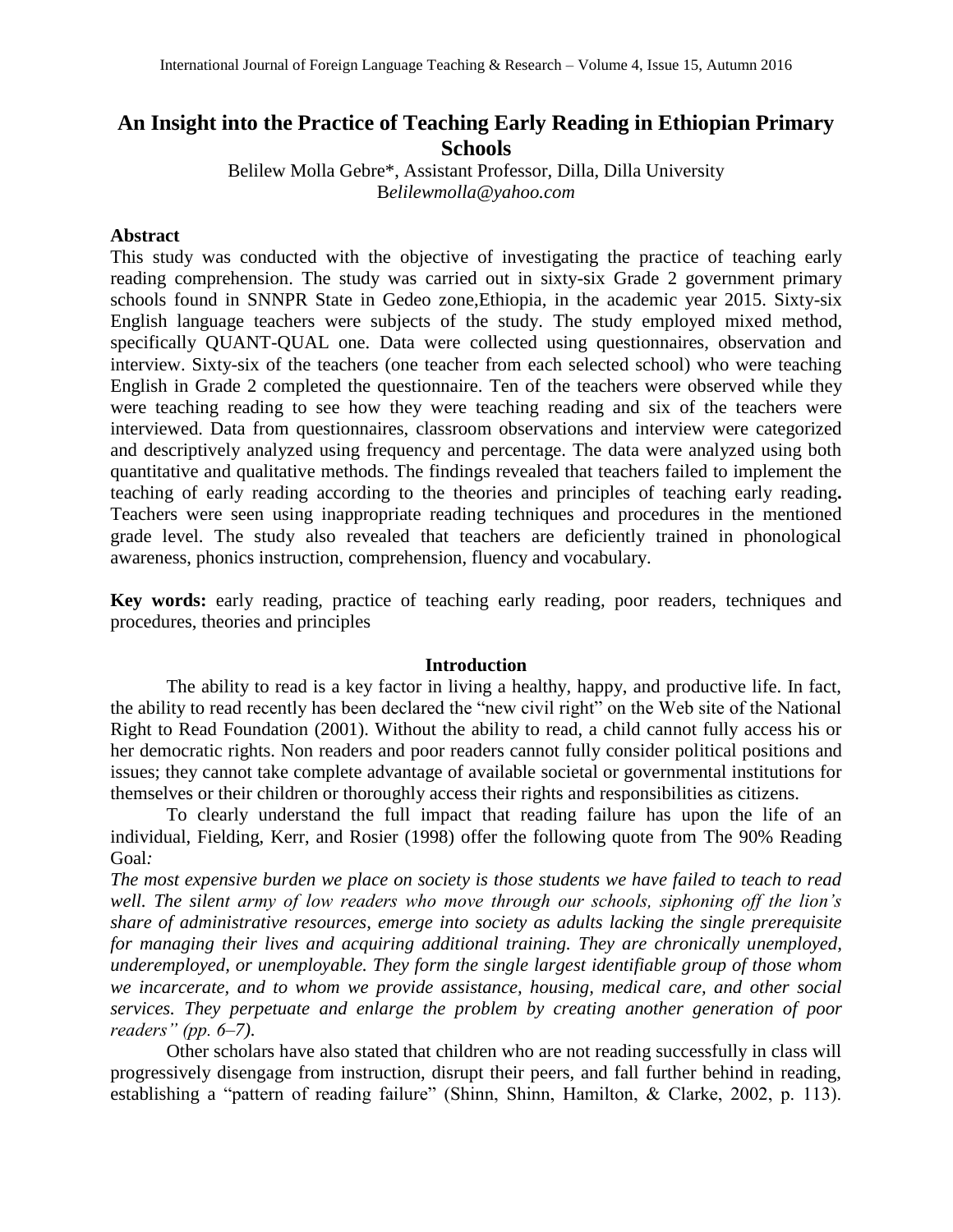# An Insight into the Practice of Teaching Early Reading in Ethiopian Primary Schools

Belilew Molla Gebre*, Assistant Professor, Dilla, Dilla University
B*elilewmolla@yahoo.com*

## Abstract

This study was conducted with the objective of investigating the practice of teaching early reading comprehension. The study was carried out in sixty-six Grade 2 government primary schools found in SNNPR State in Gedeo zone,Ethiopia, in the academic year 2015. Sixty-six English language teachers were subjects of the study. The study employed mixed method, specifically QUANT-QUAL one. Data were collected using questionnaires, observation and interview. Sixty-six of the teachers (one teacher from each selected school) who were teaching English in Grade 2 completed the questionnaire. Ten of the teachers were observed while they were teaching reading to see how they were teaching reading and six of the teachers were interviewed. Data from questionnaires, classroom observations and interview were categorized and descriptively analyzed using frequency and percentage. The data were analyzed using both quantitative and qualitative methods. The findings revealed that teachers failed to implement the teaching of early reading according to the theories and principles of teaching early reading**.** Teachers were seen using inappropriate reading techniques and procedures in the mentioned grade level. The study also revealed that teachers are deficiently trained in phonological awareness, phonics instruction, comprehension, fluency and vocabulary.

**Key words:** early reading, practice of teaching early reading, poor readers, techniques and procedures, theories and principles

## Introduction

The ability to read is a key factor in living a healthy, happy, and productive life. In fact, the ability to read recently has been declared the "new civil right" on the Web site of the National Right to Read Foundation (2001). Without the ability to read, a child cannot fully access his or her democratic rights. Non readers and poor readers cannot fully consider political positions and issues; they cannot take complete advantage of available societal or governmental institutions for themselves or their children or thoroughly access their rights and responsibilities as citizens.

To clearly understand the full impact that reading failure has upon the life of an individual, Fielding, Kerr, and Rosier (1998) offer the following quote from The 90% Reading Goal*:*

*The most expensive burden we place on society is those students we have failed to teach to read well. The silent army of low readers who move through our schools, siphoning off the lion's share of administrative resources, emerge into society as adults lacking the single prerequisite for managing their lives and acquiring additional training. They are chronically unemployed, underemployed, or unemployable. They form the single largest identifiable group of those whom we incarcerate, and to whom we provide assistance, housing, medical care, and other social services. They perpetuate and enlarge the problem by creating another generation of poor readers" (pp. 6–7).*

Other scholars have also stated that children who are not reading successfully in class will progressively disengage from instruction, disrupt their peers, and fall further behind in reading, establishing a "pattern of reading failure" (Shinn, Shinn, Hamilton, & Clarke, 2002, p. 113).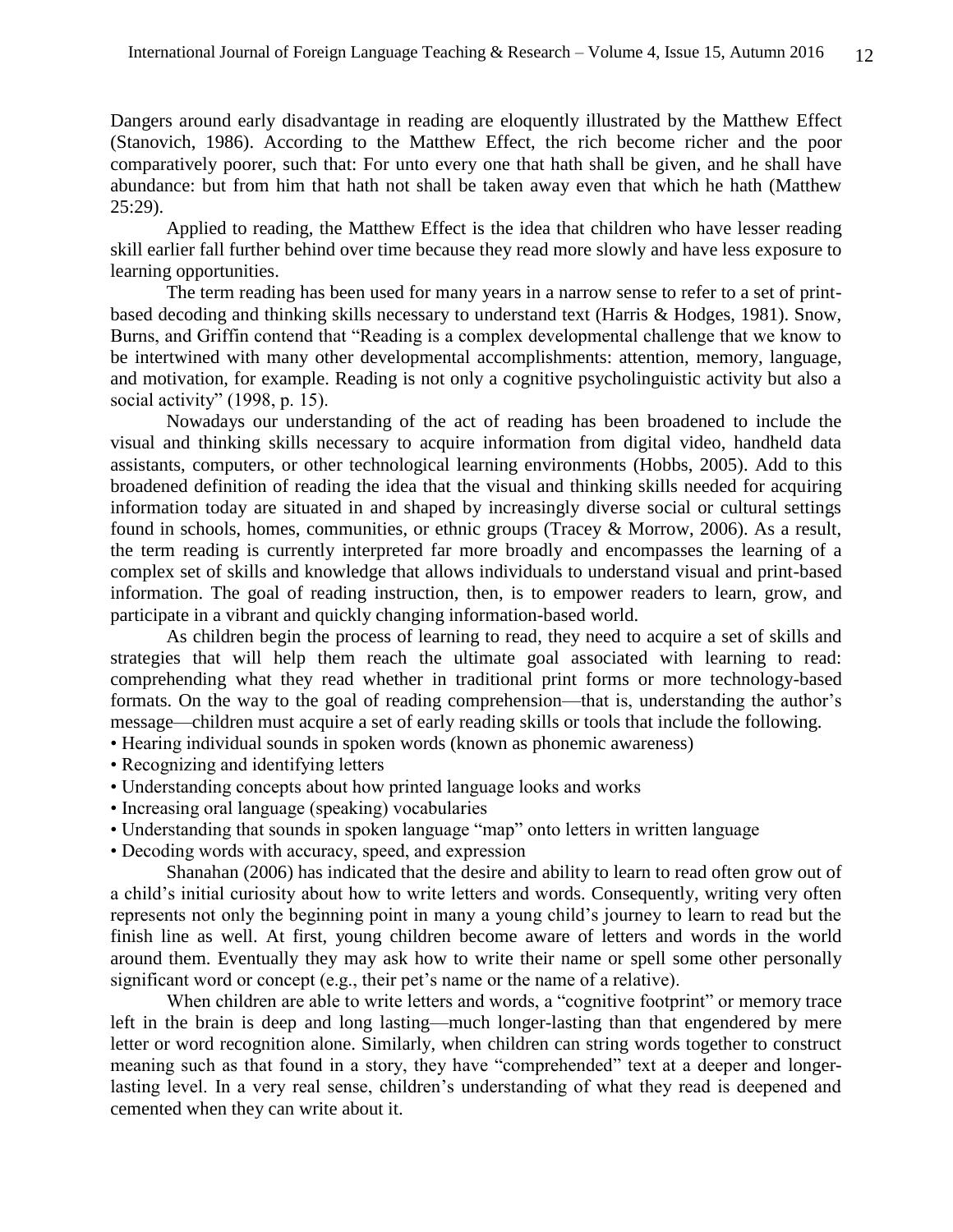Dangers around early disadvantage in reading are eloquently illustrated by the Matthew Effect (Stanovich, 1986). According to the Matthew Effect, the rich become richer and the poor comparatively poorer, such that: For unto every one that hath shall be given, and he shall have abundance: but from him that hath not shall be taken away even that which he hath (Matthew 25:29).

Applied to reading, the Matthew Effect is the idea that children who have lesser reading skill earlier fall further behind over time because they read more slowly and have less exposure to learning opportunities.

The term reading has been used for many years in a narrow sense to refer to a set of print-based decoding and thinking skills necessary to understand text (Harris & Hodges, 1981). Snow, Burns, and Griffin contend that "Reading is a complex developmental challenge that we know to be intertwined with many other developmental accomplishments: attention, memory, language, and motivation, for example. Reading is not only a cognitive psycholinguistic activity but also a social activity" (1998, p. 15).

Nowadays our understanding of the act of reading has been broadened to include the visual and thinking skills necessary to acquire information from digital video, handheld data assistants, computers, or other technological learning environments (Hobbs, 2005). Add to this broadened definition of reading the idea that the visual and thinking skills needed for acquiring information today are situated in and shaped by increasingly diverse social or cultural settings found in schools, homes, communities, or ethnic groups (Tracey & Morrow, 2006). As a result, the term reading is currently interpreted far more broadly and encompasses the learning of a complex set of skills and knowledge that allows individuals to understand visual and print-based information. The goal of reading instruction, then, is to empower readers to learn, grow, and participate in a vibrant and quickly changing information-based world.

As children begin the process of learning to read, they need to acquire a set of skills and strategies that will help them reach the ultimate goal associated with learning to read: comprehending what they read whether in traditional print forms or more technology-based formats. On the way to the goal of reading comprehension—that is, understanding the author's message—children must acquire a set of early reading skills or tools that include the following.

- Hearing individual sounds in spoken words (known as phonemic awareness)
- Recognizing and identifying letters
- Understanding concepts about how printed language looks and works
- Increasing oral language (speaking) vocabularies
- Understanding that sounds in spoken language "map" onto letters in written language
- Decoding words with accuracy, speed, and expression

Shanahan (2006) has indicated that the desire and ability to learn to read often grow out of a child's initial curiosity about how to write letters and words. Consequently, writing very often represents not only the beginning point in many a young child's journey to learn to read but the finish line as well. At first, young children become aware of letters and words in the world around them. Eventually they may ask how to write their name or spell some other personally significant word or concept (e.g., their pet's name or the name of a relative).

When children are able to write letters and words, a "cognitive footprint" or memory trace left in the brain is deep and long lasting—much longer-lasting than that engendered by mere letter or word recognition alone. Similarly, when children can string words together to construct meaning such as that found in a story, they have "comprehended" text at a deeper and longer-lasting level. In a very real sense, children's understanding of what they read is deepened and cemented when they can write about it.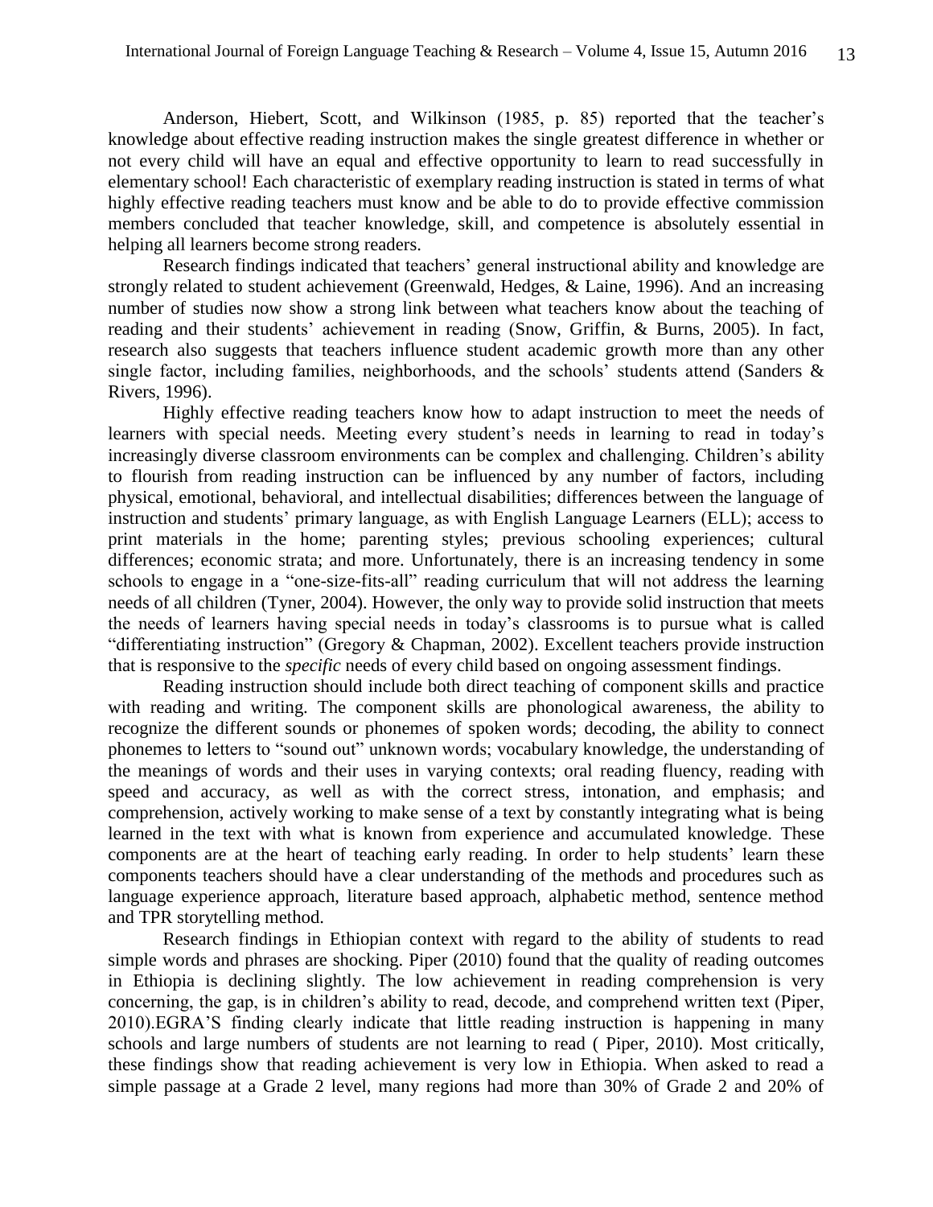Anderson, Hiebert, Scott, and Wilkinson (1985, p. 85) reported that the teacher's knowledge about effective reading instruction makes the single greatest difference in whether or not every child will have an equal and effective opportunity to learn to read successfully in elementary school! Each characteristic of exemplary reading instruction is stated in terms of what highly effective reading teachers must know and be able to do to provide effective commission members concluded that teacher knowledge, skill, and competence is absolutely essential in helping all learners become strong readers.

Research findings indicated that teachers' general instructional ability and knowledge are strongly related to student achievement (Greenwald, Hedges, & Laine, 1996). And an increasing number of studies now show a strong link between what teachers know about the teaching of reading and their students' achievement in reading (Snow, Griffin, & Burns, 2005). In fact, research also suggests that teachers influence student academic growth more than any other single factor, including families, neighborhoods, and the schools' students attend (Sanders & Rivers, 1996).

Highly effective reading teachers know how to adapt instruction to meet the needs of learners with special needs. Meeting every student's needs in learning to read in today's increasingly diverse classroom environments can be complex and challenging. Children's ability to flourish from reading instruction can be influenced by any number of factors, including physical, emotional, behavioral, and intellectual disabilities; differences between the language of instruction and students' primary language, as with English Language Learners (ELL); access to print materials in the home; parenting styles; previous schooling experiences; cultural differences; economic strata; and more. Unfortunately, there is an increasing tendency in some schools to engage in a "one-size-fits-all" reading curriculum that will not address the learning needs of all children (Tyner, 2004). However, the only way to provide solid instruction that meets the needs of learners having special needs in today's classrooms is to pursue what is called "differentiating instruction" (Gregory & Chapman, 2002). Excellent teachers provide instruction that is responsive to the *specific* needs of every child based on ongoing assessment findings.

Reading instruction should include both direct teaching of component skills and practice with reading and writing. The component skills are phonological awareness, the ability to recognize the different sounds or phonemes of spoken words; decoding, the ability to connect phonemes to letters to "sound out" unknown words; vocabulary knowledge, the understanding of the meanings of words and their uses in varying contexts; oral reading fluency, reading with speed and accuracy, as well as with the correct stress, intonation, and emphasis; and comprehension, actively working to make sense of a text by constantly integrating what is being learned in the text with what is known from experience and accumulated knowledge. These components are at the heart of teaching early reading. In order to help students' learn these components teachers should have a clear understanding of the methods and procedures such as language experience approach, literature based approach, alphabetic method, sentence method and TPR storytelling method.

Research findings in Ethiopian context with regard to the ability of students to read simple words and phrases are shocking. Piper (2010) found that the quality of reading outcomes in Ethiopia is declining slightly. The low achievement in reading comprehension is very concerning, the gap, is in children's ability to read, decode, and comprehend written text (Piper, 2010).EGRA'S finding clearly indicate that little reading instruction is happening in many schools and large numbers of students are not learning to read ( Piper, 2010). Most critically, these findings show that reading achievement is very low in Ethiopia. When asked to read a simple passage at a Grade 2 level, many regions had more than 30% of Grade 2 and 20% of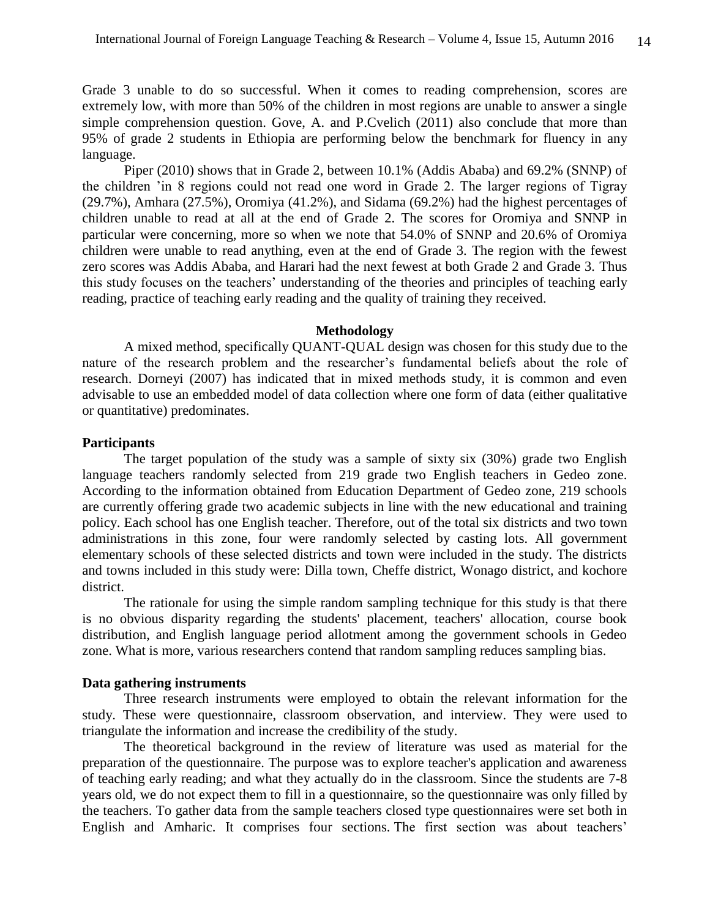Grade 3 unable to do so successful. When it comes to reading comprehension, scores are extremely low, with more than 50% of the children in most regions are unable to answer a single simple comprehension question. Gove, A. and P.Cvelich (2011) also conclude that more than 95% of grade 2 students in Ethiopia are performing below the benchmark for fluency in any language.

Piper (2010) shows that in Grade 2, between 10.1% (Addis Ababa) and 69.2% (SNNP) of the children 'in 8 regions could not read one word in Grade 2. The larger regions of Tigray (29.7%), Amhara (27.5%), Oromiya (41.2%), and Sidama (69.2%) had the highest percentages of children unable to read at all at the end of Grade 2. The scores for Oromiya and SNNP in particular were concerning, more so when we note that 54.0% of SNNP and 20.6% of Oromiya children were unable to read anything, even at the end of Grade 3. The region with the fewest zero scores was Addis Ababa, and Harari had the next fewest at both Grade 2 and Grade 3. Thus this study focuses on the teachers' understanding of the theories and principles of teaching early reading, practice of teaching early reading and the quality of training they received.

## Methodology

A mixed method, specifically QUANT-QUAL design was chosen for this study due to the nature of the research problem and the researcher's fundamental beliefs about the role of research. Dorneyi (2007) has indicated that in mixed methods study, it is common and even advisable to use an embedded model of data collection where one form of data (either qualitative or quantitative) predominates.

### Participants

The target population of the study was a sample of sixty six (30%) grade two English language teachers randomly selected from 219 grade two English teachers in Gedeo zone. According to the information obtained from Education Department of Gedeo zone, 219 schools are currently offering grade two academic subjects in line with the new educational and training policy. Each school has one English teacher. Therefore, out of the total six districts and two town administrations in this zone, four were randomly selected by casting lots. All government elementary schools of these selected districts and town were included in the study. The districts and towns included in this study were: Dilla town, Cheffe district, Wonago district, and kochore district.

The rationale for using the simple random sampling technique for this study is that there is no obvious disparity regarding the students' placement, teachers' allocation, course book distribution, and English language period allotment among the government schools in Gedeo zone. What is more, various researchers contend that random sampling reduces sampling bias.

### Data gathering instruments

Three research instruments were employed to obtain the relevant information for the study. These were questionnaire, classroom observation, and interview. They were used to triangulate the information and increase the credibility of the study.

The theoretical background in the review of literature was used as material for the preparation of the questionnaire. The purpose was to explore teacher's application and awareness of teaching early reading; and what they actually do in the classroom. Since the students are 7-8 years old, we do not expect them to fill in a questionnaire, so the questionnaire was only filled by the teachers. To gather data from the sample teachers closed type questionnaires were set both in English and Amharic. It comprises four sections. The first section was about teachers'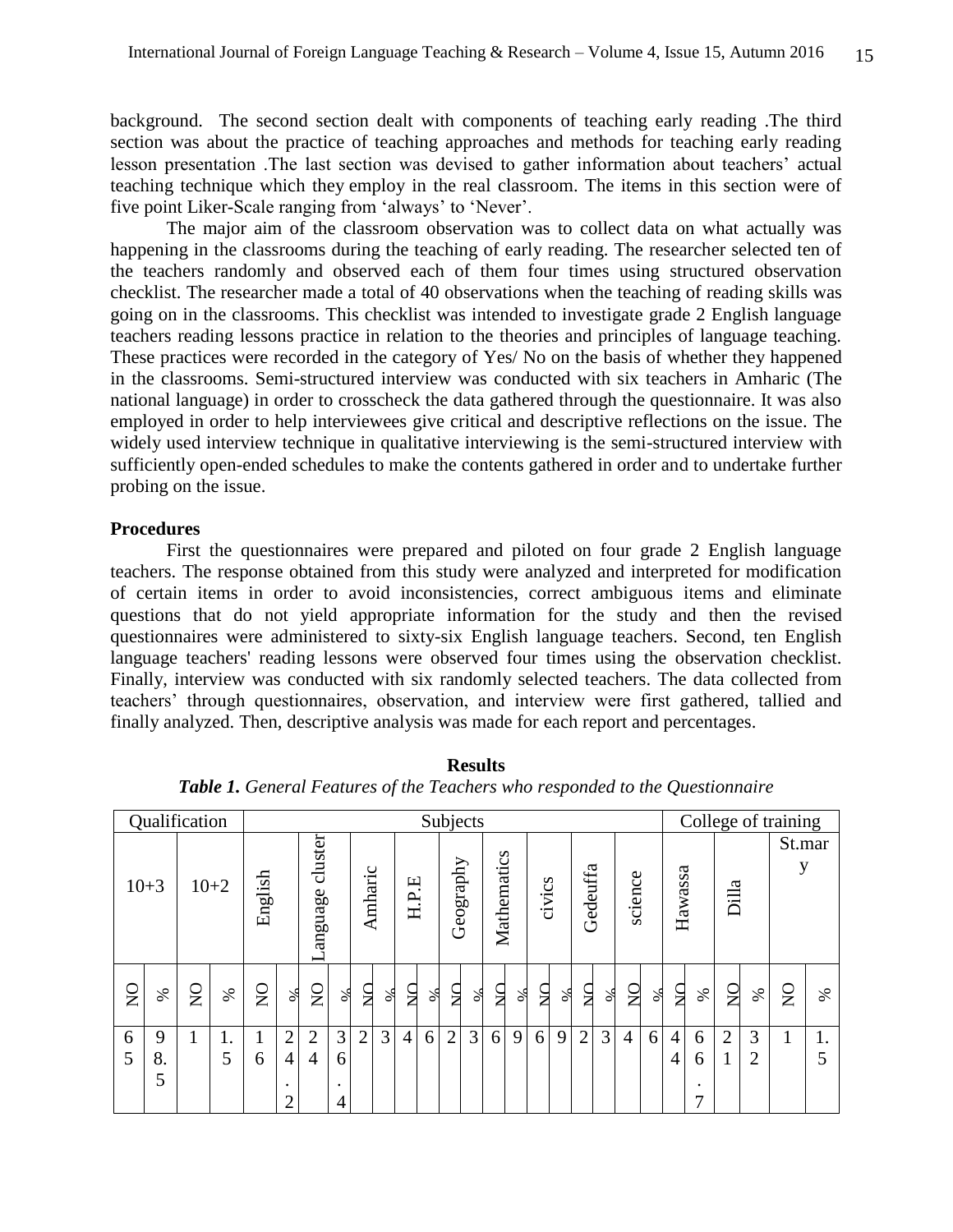background. The second section dealt with components of teaching early reading .The third section was about the practice of teaching approaches and methods for teaching early reading lesson presentation .The last section was devised to gather information about teachers' actual teaching technique which they employ in the real classroom. The items in this section were of five point Liker-Scale ranging from 'always' to 'Never'.

The major aim of the classroom observation was to collect data on what actually was happening in the classrooms during the teaching of early reading. The researcher selected ten of the teachers randomly and observed each of them four times using structured observation checklist. The researcher made a total of 40 observations when the teaching of reading skills was going on in the classrooms. This checklist was intended to investigate grade 2 English language teachers reading lessons practice in relation to the theories and principles of language teaching. These practices were recorded in the category of Yes/ No on the basis of whether they happened in the classrooms. Semi-structured interview was conducted with six teachers in Amharic (The national language) in order to crosscheck the data gathered through the questionnaire. It was also employed in order to help interviewees give critical and descriptive reflections on the issue. The widely used interview technique in qualitative interviewing is the semi-structured interview with sufficiently open-ended schedules to make the contents gathered in order and to undertake further probing on the issue.

**Procedures**

First the questionnaires were prepared and piloted on four grade 2 English language teachers. The response obtained from this study were analyzed and interpreted for modification of certain items in order to avoid inconsistencies, correct ambiguous items and eliminate questions that do not yield appropriate information for the study and then the revised questionnaires were administered to sixty-six English language teachers. Second, ten English language teachers' reading lessons were observed four times using the observation checklist. Finally, interview was conducted with six randomly selected teachers. The data collected from teachers' through questionnaires, observation, and interview were first gathered, tallied and finally analyzed. Then, descriptive analysis was made for each report and percentages.

## Results

***Table 1.*** *General Features of the Teachers who responded to the Questionnaire*

| Qualification | | | | Subjects | | | | | | | | | | | | | | | | | | College of training | | | | | |
|---|---|---|---|---|---|---|---|---|---|---|---|---|---|---|---|---|---|---|---|---|---|---|---|---|---|---|---|
| 10+3 | | 10+2 | | English | | Language cluster | | Amharic | | H.P.E | | Geography | | Mathematics | | civics | | Gedeuffa | | science | | Hawassa | | Dilla | | St.mary | |
| NO | % | NO | % | NO | % | NO | % | NO | % | NO | % | NO | % | NO | % | NO | % | NO | % | NO | % | NO | % | NO | % | NO | % |
| 65 | 98.5 | 1 | 1.5 | 16 | 24.2 | 24 | 36.4 | 2 | 3 | 4 | 6 | 2 | 3 | 6 | 9 | 6 | 9 | 2 | 3 | 4 | 6 | 44 | 66.7 | 21 | 32 | 1 | 1.5 |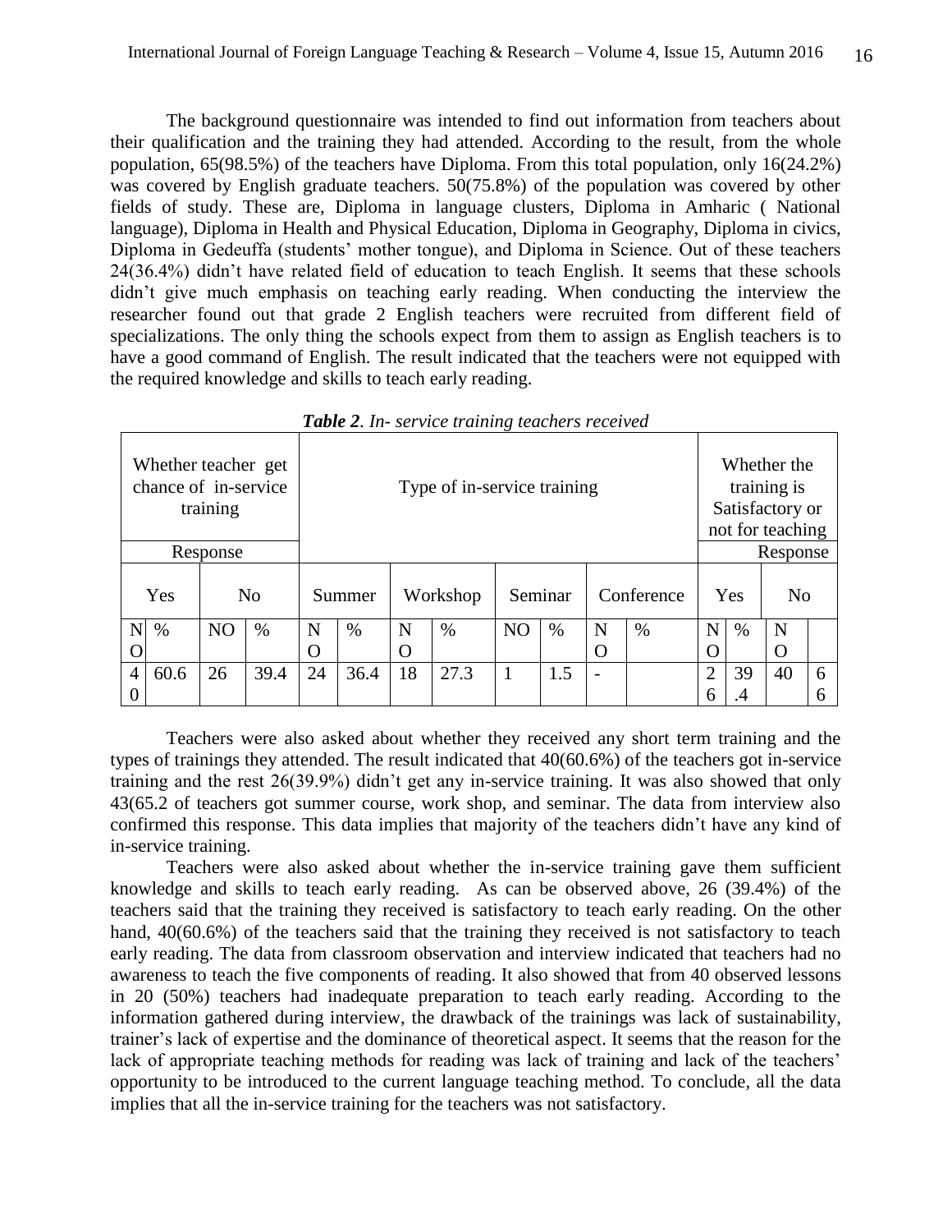The background questionnaire was intended to find out information from teachers about their qualification and the training they had attended. According to the result, from the whole population, 65(98.5%) of the teachers have Diploma. From this total population, only 16(24.2%) was covered by English graduate teachers. 50(75.8%) of the population was covered by other fields of study. These are, Diploma in language clusters, Diploma in Amharic ( National language), Diploma in Health and Physical Education, Diploma in Geography, Diploma in civics, Diploma in Gedeuffa (students' mother tongue), and Diploma in Science. Out of these teachers 24(36.4%) didn't have related field of education to teach English. It seems that these schools didn't give much emphasis on teaching early reading. When conducting the interview the researcher found out that grade 2 English teachers were recruited from different field of specializations. The only thing the schools expect from them to assign as English teachers is to have a good command of English. The result indicated that the teachers were not equipped with the required knowledge and skills to teach early reading.

***Table 2**. In- service training teachers received*

| Whether teacher get chance of in-service training | | | | Type of in-service training | | | | | | | | Whether the training is Satisfactory or not for teaching | | | |
|---|---|---|---|---|---|---|---|---|---|---|---|---|---|---|---|
| Response | | | | | | | | | | | | Response | | | |
| Yes | | No | | Summer | | Workshop | | Seminar | | Conference | | Yes | | No | |
| NO | % | NO | % | NO | % | NO | % | NO | % | NO | % | NO | % | NO | |
| 40 | 60.6 | 26 | 39.4 | 24 | 36.4 | 18 | 27.3 | 1 | 1.5 | - | | 26 | 39.4 | 40 | 66 |

Teachers were also asked about whether they received any short term training and the types of trainings they attended. The result indicated that 40(60.6%) of the teachers got in-service training and the rest 26(39.9%) didn't get any in-service training. It was also showed that only 43(65.2 of teachers got summer course, work shop, and seminar. The data from interview also confirmed this response. This data implies that majority of the teachers didn't have any kind of in-service training.

Teachers were also asked about whether the in-service training gave them sufficient knowledge and skills to teach early reading. As can be observed above, 26 (39.4%) of the teachers said that the training they received is satisfactory to teach early reading. On the other hand, 40(60.6%) of the teachers said that the training they received is not satisfactory to teach early reading. The data from classroom observation and interview indicated that teachers had no awareness to teach the five components of reading. It also showed that from 40 observed lessons in 20 (50%) teachers had inadequate preparation to teach early reading. According to the information gathered during interview, the drawback of the trainings was lack of sustainability, trainer's lack of expertise and the dominance of theoretical aspect. It seems that the reason for the lack of appropriate teaching methods for reading was lack of training and lack of the teachers' opportunity to be introduced to the current language teaching method. To conclude, all the data implies that all the in-service training for the teachers was not satisfactory.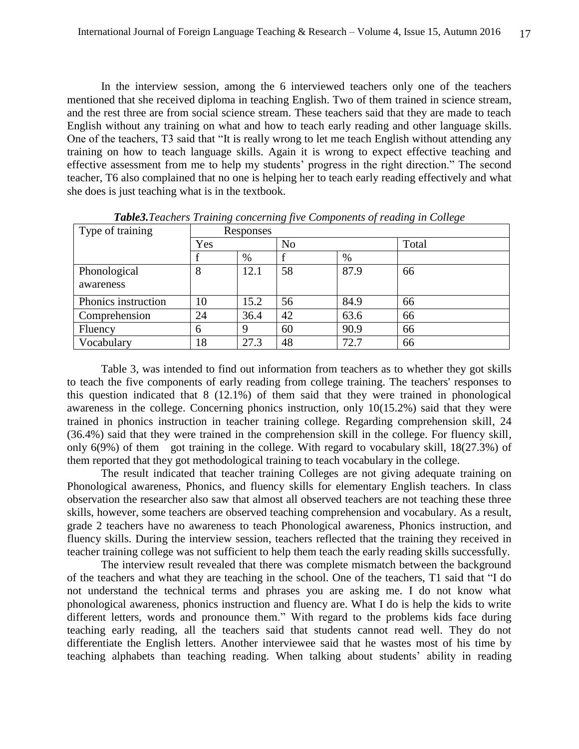In the interview session, among the 6 interviewed teachers only one of the teachers mentioned that she received diploma in teaching English. Two of them trained in science stream, and the rest three are from social science stream. These teachers said that they are made to teach English without any training on what and how to teach early reading and other language skills. One of the teachers, T3 said that "It is really wrong to let me teach English without attending any training on how to teach language skills. Again it is wrong to expect effective teaching and effective assessment from me to help my students' progress in the right direction." The second teacher, T6 also complained that no one is helping her to teach early reading effectively and what she does is just teaching what is in the textbook.

***Table3.****Teachers Training concerning five Components of reading in College*

| Type of training | Responses | | | | |
|---|---|---|---|---|---|
| | Yes | | No | | Total |
| | f | % | f | % | |
| Phonological awareness | 8 | 12.1 | 58 | 87.9 | 66 |
| Phonics instruction | 10 | 15.2 | 56 | 84.9 | 66 |
| Comprehension | 24 | 36.4 | 42 | 63.6 | 66 |
| Fluency | 6 | 9 | 60 | 90.9 | 66 |
| Vocabulary | 18 | 27.3 | 48 | 72.7 | 66 |

Table 3, was intended to find out information from teachers as to whether they got skills to teach the five components of early reading from college training. The teachers' responses to this question indicated that 8 (12.1%) of them said that they were trained in phonological awareness in the college. Concerning phonics instruction, only 10(15.2%) said that they were trained in phonics instruction in teacher training college. Regarding comprehension skill, 24 (36.4%) said that they were trained in the comprehension skill in the college. For fluency skill, only 6(9%) of them got training in the college. With regard to vocabulary skill, 18(27.3%) of them reported that they got methodological training to teach vocabulary in the college.

The result indicated that teacher training Colleges are not giving adequate training on Phonological awareness, Phonics, and fluency skills for elementary English teachers. In class observation the researcher also saw that almost all observed teachers are not teaching these three skills, however, some teachers are observed teaching comprehension and vocabulary. As a result, grade 2 teachers have no awareness to teach Phonological awareness, Phonics instruction, and fluency skills. During the interview session, teachers reflected that the training they received in teacher training college was not sufficient to help them teach the early reading skills successfully.

The interview result revealed that there was complete mismatch between the background of the teachers and what they are teaching in the school. One of the teachers, T1 said that "I do not understand the technical terms and phrases you are asking me. I do not know what phonological awareness, phonics instruction and fluency are. What I do is help the kids to write different letters, words and pronounce them." With regard to the problems kids face during teaching early reading, all the teachers said that students cannot read well. They do not differentiate the English letters. Another interviewee said that he wastes most of his time by teaching alphabets than teaching reading. When talking about students' ability in reading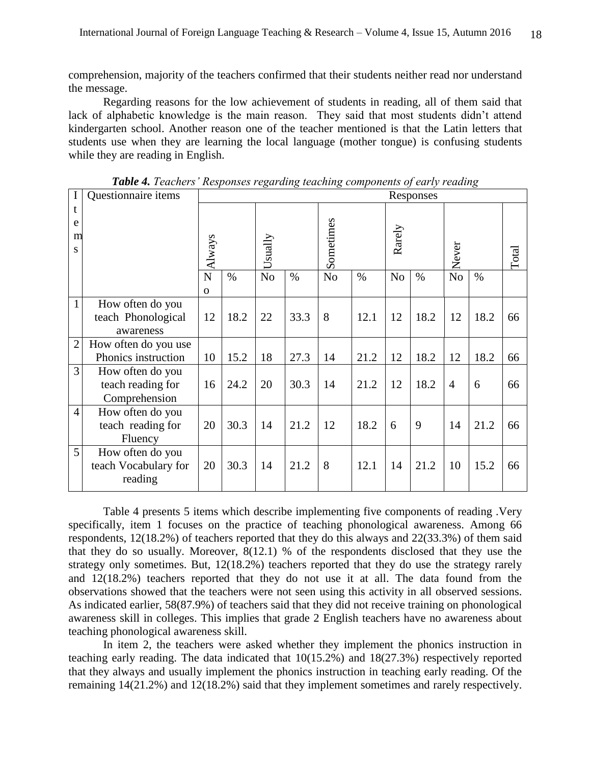comprehension, majority of the teachers confirmed that their students neither read nor understand the message.

Regarding reasons for the low achievement of students in reading, all of them said that lack of alphabetic knowledge is the main reason. They said that most students didn't attend kindergarten school. Another reason one of the teacher mentioned is that the Latin letters that students use when they are learning the local language (mother tongue) is confusing students while they are reading in English.

***Table 4.*** *Teachers' Responses regarding teaching components of early reading*

| Items | Questionnaire items | Responses | | | | | | | | | | |
|---|---|---|---|---|---|---|---|---|---|---|---|---|
| | | Always | | Usually | | Sometimes | | Rarely | | Never | | Total |
| | | No | % | No | % | No | % | No | % | No | % | |
| 1 | How often do you teach Phonological awareness | 12 | 18.2 | 22 | 33.3 | 8 | 12.1 | 12 | 18.2 | 12 | 18.2 | 66 |
| 2 | How often do you use Phonics instruction | 10 | 15.2 | 18 | 27.3 | 14 | 21.2 | 12 | 18.2 | 12 | 18.2 | 66 |
| 3 | How often do you teach reading for Comprehension | 16 | 24.2 | 20 | 30.3 | 14 | 21.2 | 12 | 18.2 | 4 | 6 | 66 |
| 4 | How often do you teach reading for Fluency | 20 | 30.3 | 14 | 21.2 | 12 | 18.2 | 6 | 9 | 14 | 21.2 | 66 |
| 5 | How often do you teach Vocabulary for reading | 20 | 30.3 | 14 | 21.2 | 8 | 12.1 | 14 | 21.2 | 10 | 15.2 | 66 |

Table 4 presents 5 items which describe implementing five components of reading .Very specifically, item 1 focuses on the practice of teaching phonological awareness. Among 66 respondents, 12(18.2%) of teachers reported that they do this always and 22(33.3%) of them said that they do so usually. Moreover, 8(12.1) % of the respondents disclosed that they use the strategy only sometimes. But, 12(18.2%) teachers reported that they do use the strategy rarely and 12(18.2%) teachers reported that they do not use it at all. The data found from the observations showed that the teachers were not seen using this activity in all observed sessions. As indicated earlier, 58(87.9%) of teachers said that they did not receive training on phonological awareness skill in colleges. This implies that grade 2 English teachers have no awareness about teaching phonological awareness skill.

In item 2, the teachers were asked whether they implement the phonics instruction in teaching early reading. The data indicated that 10(15.2%) and 18(27.3%) respectively reported that they always and usually implement the phonics instruction in teaching early reading. Of the remaining 14(21.2%) and 12(18.2%) said that they implement sometimes and rarely respectively.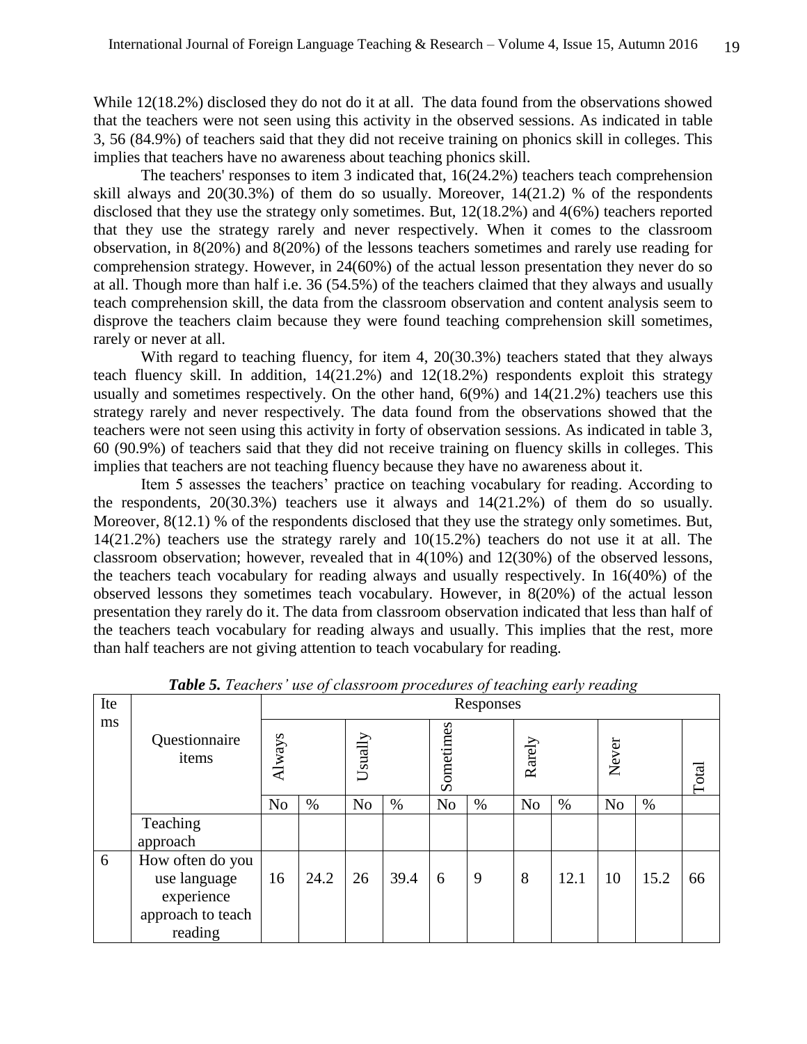While 12(18.2%) disclosed they do not do it at all. The data found from the observations showed that the teachers were not seen using this activity in the observed sessions. As indicated in table 3, 56 (84.9%) of teachers said that they did not receive training on phonics skill in colleges. This implies that teachers have no awareness about teaching phonics skill.

The teachers' responses to item 3 indicated that, 16(24.2%) teachers teach comprehension skill always and 20(30.3%) of them do so usually. Moreover, 14(21.2) % of the respondents disclosed that they use the strategy only sometimes. But, 12(18.2%) and 4(6%) teachers reported that they use the strategy rarely and never respectively. When it comes to the classroom observation, in 8(20%) and 8(20%) of the lessons teachers sometimes and rarely use reading for comprehension strategy. However, in 24(60%) of the actual lesson presentation they never do so at all. Though more than half i.e. 36 (54.5%) of the teachers claimed that they always and usually teach comprehension skill, the data from the classroom observation and content analysis seem to disprove the teachers claim because they were found teaching comprehension skill sometimes, rarely or never at all.

With regard to teaching fluency, for item 4, 20(30.3%) teachers stated that they always teach fluency skill. In addition, 14(21.2%) and 12(18.2%) respondents exploit this strategy usually and sometimes respectively. On the other hand, 6(9%) and 14(21.2%) teachers use this strategy rarely and never respectively. The data found from the observations showed that the teachers were not seen using this activity in forty of observation sessions. As indicated in table 3, 60 (90.9%) of teachers said that they did not receive training on fluency skills in colleges. This implies that teachers are not teaching fluency because they have no awareness about it.

Item 5 assesses the teachers' practice on teaching vocabulary for reading. According to the respondents, 20(30.3%) teachers use it always and 14(21.2%) of them do so usually. Moreover, 8(12.1) % of the respondents disclosed that they use the strategy only sometimes. But, 14(21.2%) teachers use the strategy rarely and 10(15.2%) teachers do not use it at all. The classroom observation; however, revealed that in 4(10%) and 12(30%) of the observed lessons, the teachers teach vocabulary for reading always and usually respectively. In 16(40%) of the observed lessons they sometimes teach vocabulary. However, in 8(20%) of the actual lesson presentation they rarely do it. The data from classroom observation indicated that less than half of the teachers teach vocabulary for reading always and usually. This implies that the rest, more than half teachers are not giving attention to teach vocabulary for reading.

***Table 5.*** *Teachers' use of classroom procedures of teaching early reading*

| Items | Questionnaire items | Responses | | | | | | | | | | |
|---|---|---|---|---|---|---|---|---|---|---|---|---|
| | | Always | | Usually | | Sometimes | | Rarely | | Never | | Total |
| | | No | % | No | % | No | % | No | % | No | % | |
| | Teaching approach | | | | | | | | | | | |
| 6 | How often do you use language experience approach to teach reading | 16 | 24.2 | 26 | 39.4 | 6 | 9 | 8 | 12.1 | 10 | 15.2 | 66 |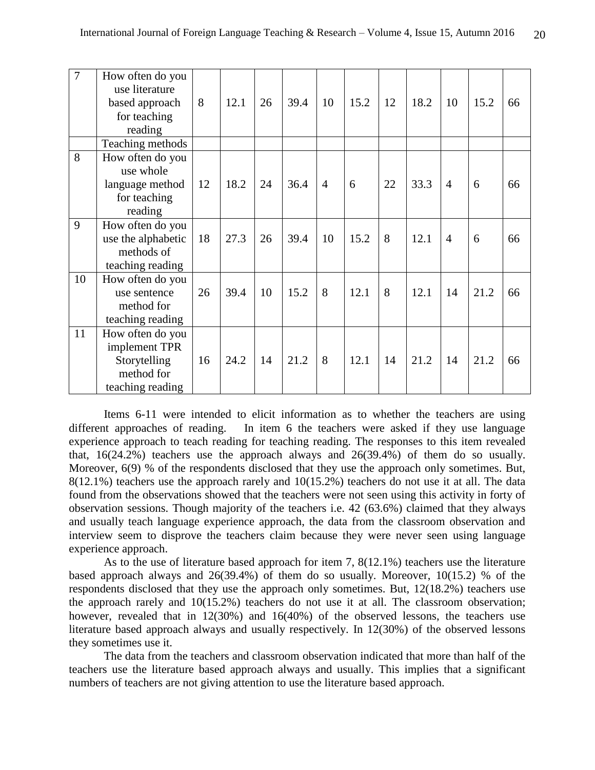| 7 | How often do you use literature based approach for teaching reading | 8 | 12.1 | 26 | 39.4 | 10 | 15.2 | 12 | 18.2 | 10 | 15.2 | 66 |
|---|---|---|---|---|---|---|---|---|---|---|---|---|
| | Teaching methods | | | | | | | | | | | |
| 8 | How often do you use whole language method for teaching reading | 12 | 18.2 | 24 | 36.4 | 4 | 6 | 22 | 33.3 | 4 | 6 | 66 |
| 9 | How often do you use the alphabetic methods of teaching reading | 18 | 27.3 | 26 | 39.4 | 10 | 15.2 | 8 | 12.1 | 4 | 6 | 66 |
| 10 | How often do you use sentence method for teaching reading | 26 | 39.4 | 10 | 15.2 | 8 | 12.1 | 8 | 12.1 | 14 | 21.2 | 66 |
| 11 | How often do you implement TPR Storytelling method for teaching reading | 16 | 24.2 | 14 | 21.2 | 8 | 12.1 | 14 | 21.2 | 14 | 21.2 | 66 |

Items 6-11 were intended to elicit information as to whether the teachers are using different approaches of reading. In item 6 the teachers were asked if they use language experience approach to teach reading for teaching reading. The responses to this item revealed that, 16(24.2%) teachers use the approach always and 26(39.4%) of them do so usually. Moreover, 6(9) % of the respondents disclosed that they use the approach only sometimes. But, 8(12.1%) teachers use the approach rarely and 10(15.2%) teachers do not use it at all. The data found from the observations showed that the teachers were not seen using this activity in forty of observation sessions. Though majority of the teachers i.e. 42 (63.6%) claimed that they always and usually teach language experience approach, the data from the classroom observation and interview seem to disprove the teachers claim because they were never seen using language experience approach.

As to the use of literature based approach for item 7, 8(12.1%) teachers use the literature based approach always and 26(39.4%) of them do so usually. Moreover, 10(15.2) % of the respondents disclosed that they use the approach only sometimes. But, 12(18.2%) teachers use the approach rarely and 10(15.2%) teachers do not use it at all. The classroom observation; however, revealed that in 12(30%) and 16(40%) of the observed lessons, the teachers use literature based approach always and usually respectively. In 12(30%) of the observed lessons they sometimes use it.

The data from the teachers and classroom observation indicated that more than half of the teachers use the literature based approach always and usually. This implies that a significant numbers of teachers are not giving attention to use the literature based approach.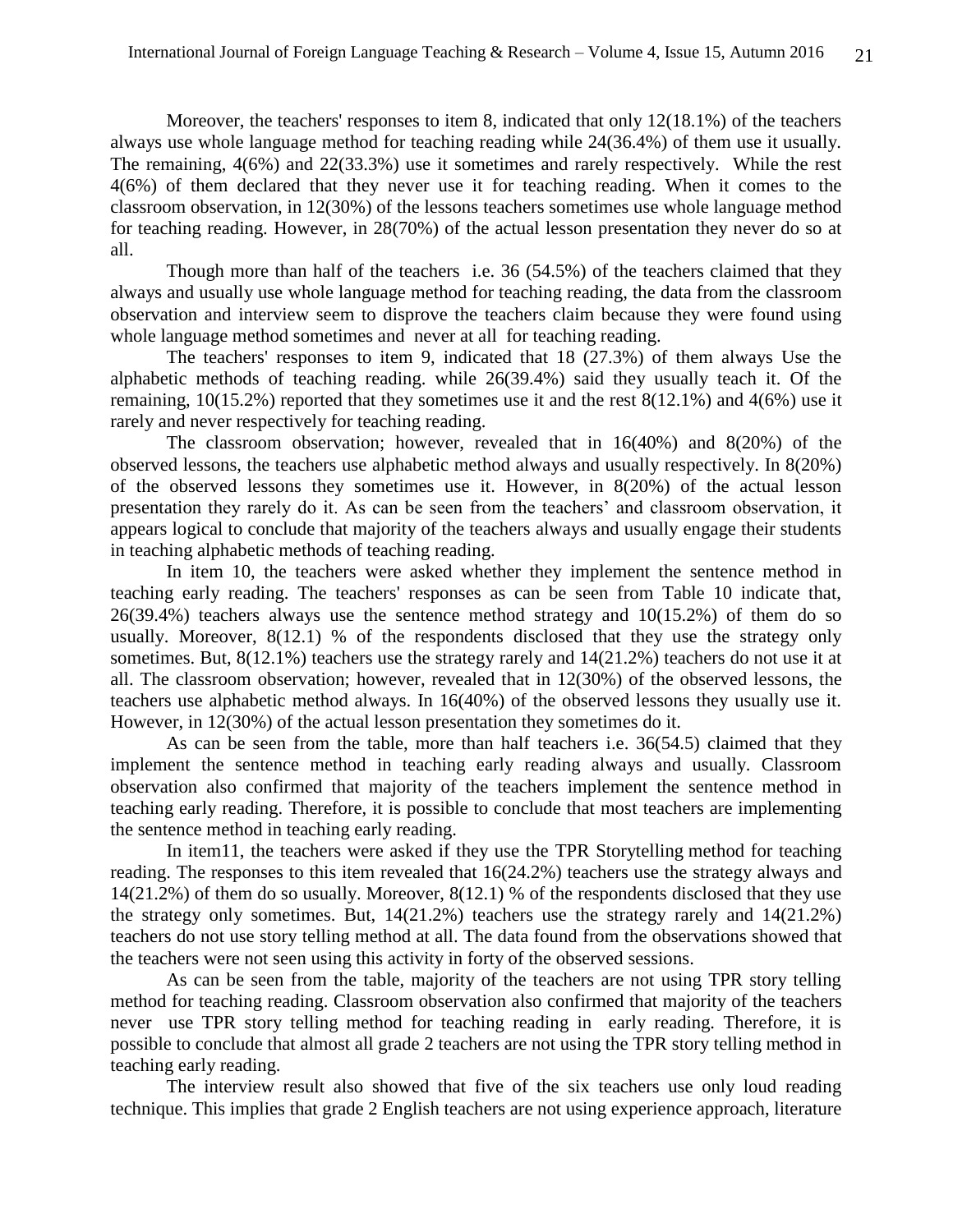Moreover, the teachers' responses to item 8, indicated that only 12(18.1%) of the teachers always use whole language method for teaching reading while 24(36.4%) of them use it usually. The remaining, 4(6%) and 22(33.3%) use it sometimes and rarely respectively. While the rest 4(6%) of them declared that they never use it for teaching reading. When it comes to the classroom observation, in 12(30%) of the lessons teachers sometimes use whole language method for teaching reading. However, in 28(70%) of the actual lesson presentation they never do so at all.

Though more than half of the teachers i.e. 36 (54.5%) of the teachers claimed that they always and usually use whole language method for teaching reading, the data from the classroom observation and interview seem to disprove the teachers claim because they were found using whole language method sometimes and never at all for teaching reading.

The teachers' responses to item 9, indicated that 18 (27.3%) of them always Use the alphabetic methods of teaching reading. while 26(39.4%) said they usually teach it. Of the remaining, 10(15.2%) reported that they sometimes use it and the rest 8(12.1%) and 4(6%) use it rarely and never respectively for teaching reading.

The classroom observation; however, revealed that in 16(40%) and 8(20%) of the observed lessons, the teachers use alphabetic method always and usually respectively. In 8(20%) of the observed lessons they sometimes use it. However, in 8(20%) of the actual lesson presentation they rarely do it. As can be seen from the teachers' and classroom observation, it appears logical to conclude that majority of the teachers always and usually engage their students in teaching alphabetic methods of teaching reading.

In item 10, the teachers were asked whether they implement the sentence method in teaching early reading. The teachers' responses as can be seen from Table 10 indicate that, 26(39.4%) teachers always use the sentence method strategy and 10(15.2%) of them do so usually. Moreover, 8(12.1) % of the respondents disclosed that they use the strategy only sometimes. But, 8(12.1%) teachers use the strategy rarely and 14(21.2%) teachers do not use it at all. The classroom observation; however, revealed that in 12(30%) of the observed lessons, the teachers use alphabetic method always. In 16(40%) of the observed lessons they usually use it. However, in 12(30%) of the actual lesson presentation they sometimes do it.

As can be seen from the table, more than half teachers i.e. 36(54.5) claimed that they implement the sentence method in teaching early reading always and usually. Classroom observation also confirmed that majority of the teachers implement the sentence method in teaching early reading. Therefore, it is possible to conclude that most teachers are implementing the sentence method in teaching early reading.

In item11, the teachers were asked if they use the TPR Storytelling method for teaching reading. The responses to this item revealed that 16(24.2%) teachers use the strategy always and 14(21.2%) of them do so usually. Moreover, 8(12.1) % of the respondents disclosed that they use the strategy only sometimes. But, 14(21.2%) teachers use the strategy rarely and 14(21.2%) teachers do not use story telling method at all. The data found from the observations showed that the teachers were not seen using this activity in forty of the observed sessions.

As can be seen from the table, majority of the teachers are not using TPR story telling method for teaching reading. Classroom observation also confirmed that majority of the teachers never use TPR story telling method for teaching reading in early reading. Therefore, it is possible to conclude that almost all grade 2 teachers are not using the TPR story telling method in teaching early reading.

The interview result also showed that five of the six teachers use only loud reading technique. This implies that grade 2 English teachers are not using experience approach, literature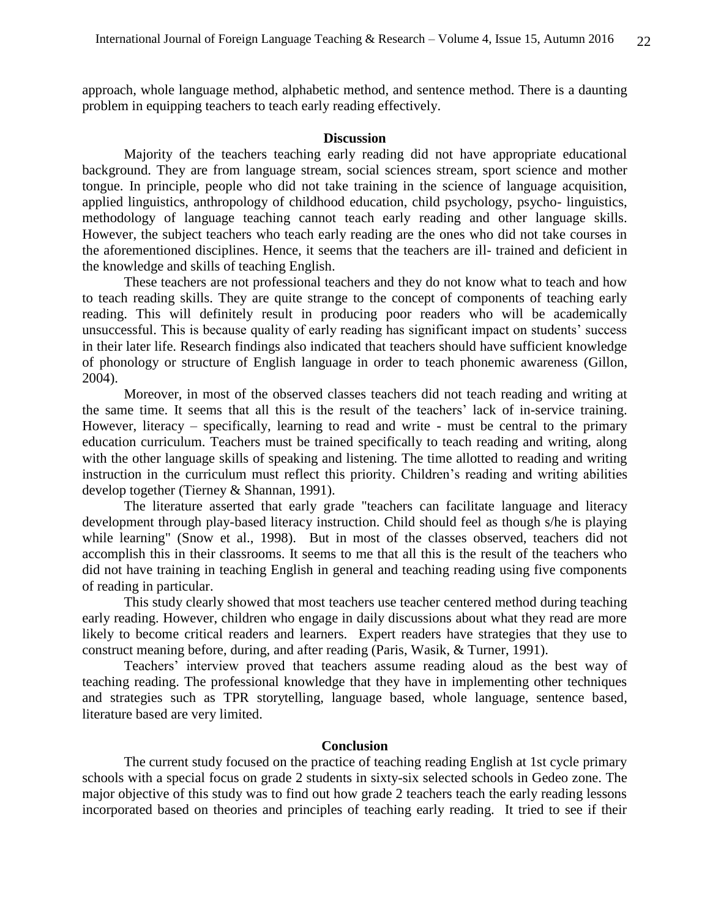approach, whole language method, alphabetic method, and sentence method. There is a daunting problem in equipping teachers to teach early reading effectively.

## Discussion

Majority of the teachers teaching early reading did not have appropriate educational background. They are from language stream, social sciences stream, sport science and mother tongue. In principle, people who did not take training in the science of language acquisition, applied linguistics, anthropology of childhood education, child psychology, psycho- linguistics, methodology of language teaching cannot teach early reading and other language skills. However, the subject teachers who teach early reading are the ones who did not take courses in the aforementioned disciplines. Hence, it seems that the teachers are ill- trained and deficient in the knowledge and skills of teaching English.

These teachers are not professional teachers and they do not know what to teach and how to teach reading skills. They are quite strange to the concept of components of teaching early reading. This will definitely result in producing poor readers who will be academically unsuccessful. This is because quality of early reading has significant impact on students' success in their later life. Research findings also indicated that teachers should have sufficient knowledge of phonology or structure of English language in order to teach phonemic awareness (Gillon, 2004).

Moreover, in most of the observed classes teachers did not teach reading and writing at the same time. It seems that all this is the result of the teachers' lack of in-service training. However, literacy – specifically, learning to read and write - must be central to the primary education curriculum. Teachers must be trained specifically to teach reading and writing, along with the other language skills of speaking and listening. The time allotted to reading and writing instruction in the curriculum must reflect this priority. Children's reading and writing abilities develop together (Tierney & Shannan, 1991).

The literature asserted that early grade "teachers can facilitate language and literacy development through play-based literacy instruction. Child should feel as though s/he is playing while learning" (Snow et al., 1998). But in most of the classes observed, teachers did not accomplish this in their classrooms. It seems to me that all this is the result of the teachers who did not have training in teaching English in general and teaching reading using five components of reading in particular.

This study clearly showed that most teachers use teacher centered method during teaching early reading. However, children who engage in daily discussions about what they read are more likely to become critical readers and learners. Expert readers have strategies that they use to construct meaning before, during, and after reading (Paris, Wasik, & Turner, 1991).

Teachers' interview proved that teachers assume reading aloud as the best way of teaching reading. The professional knowledge that they have in implementing other techniques and strategies such as TPR storytelling, language based, whole language, sentence based, literature based are very limited.

## Conclusion

The current study focused on the practice of teaching reading English at 1st cycle primary schools with a special focus on grade 2 students in sixty-six selected schools in Gedeo zone. The major objective of this study was to find out how grade 2 teachers teach the early reading lessons incorporated based on theories and principles of teaching early reading. It tried to see if their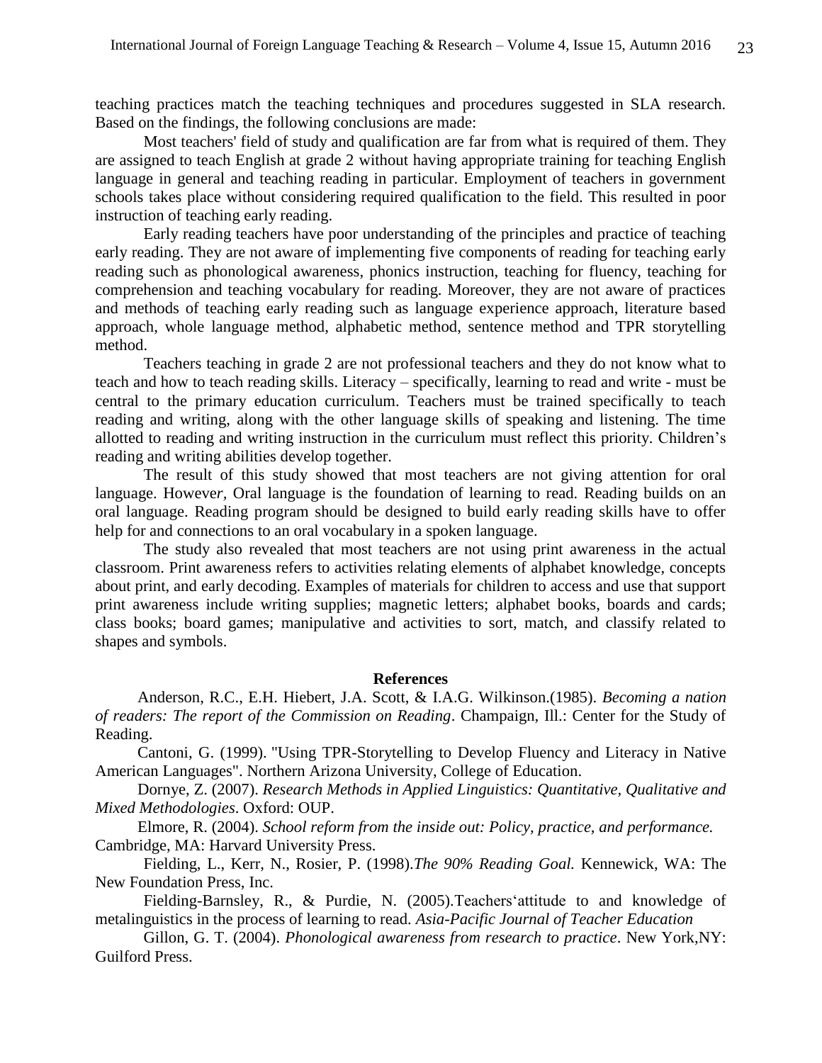teaching practices match the teaching techniques and procedures suggested in SLA research. Based on the findings, the following conclusions are made:

Most teachers' field of study and qualification are far from what is required of them. They are assigned to teach English at grade 2 without having appropriate training for teaching English language in general and teaching reading in particular. Employment of teachers in government schools takes place without considering required qualification to the field. This resulted in poor instruction of teaching early reading.

Early reading teachers have poor understanding of the principles and practice of teaching early reading. They are not aware of implementing five components of reading for teaching early reading such as phonological awareness, phonics instruction, teaching for fluency, teaching for comprehension and teaching vocabulary for reading. Moreover, they are not aware of practices and methods of teaching early reading such as language experience approach, literature based approach, whole language method, alphabetic method, sentence method and TPR storytelling method.

Teachers teaching in grade 2 are not professional teachers and they do not know what to teach and how to teach reading skills. Literacy – specifically, learning to read and write - must be central to the primary education curriculum. Teachers must be trained specifically to teach reading and writing, along with the other language skills of speaking and listening. The time allotted to reading and writing instruction in the curriculum must reflect this priority. Children's reading and writing abilities develop together.

The result of this study showed that most teachers are not giving attention for oral language. However, Oral language is the foundation of learning to read. Reading builds on an oral language. Reading program should be designed to build early reading skills have to offer help for and connections to an oral vocabulary in a spoken language.

The study also revealed that most teachers are not using print awareness in the actual classroom. Print awareness refers to activities relating elements of alphabet knowledge, concepts about print, and early decoding. Examples of materials for children to access and use that support print awareness include writing supplies; magnetic letters; alphabet books, boards and cards; class books; board games; manipulative and activities to sort, match, and classify related to shapes and symbols.

## References

Anderson, R.C., E.H. Hiebert, J.A. Scott, & I.A.G. Wilkinson.(1985). *Becoming a nation of readers: The report of the Commission on Reading*. Champaign, Ill.: Center for the Study of Reading.

Cantoni, G. (1999). "Using TPR-Storytelling to Develop Fluency and Literacy in Native American Languages". Northern Arizona University, College of Education.

Dornye, Z. (2007). *Research Methods in Applied Linguistics: Quantitative, Qualitative and Mixed Methodologies*. Oxford: OUP.

Elmore, R. (2004). *School reform from the inside out: Policy, practice, and performance.* Cambridge, MA: Harvard University Press.

Fielding, L., Kerr, N., Rosier, P. (1998).*The 90% Reading Goal.* Kennewick, WA: The New Foundation Press, Inc.

Fielding-Barnsley, R., & Purdie, N. (2005).Teachers'attitude to and knowledge of metalinguistics in the process of learning to read. *Asia-Pacific Journal of Teacher Education*

Gillon, G. T. (2004). *Phonological awareness from research to practice*. New York,NY: Guilford Press.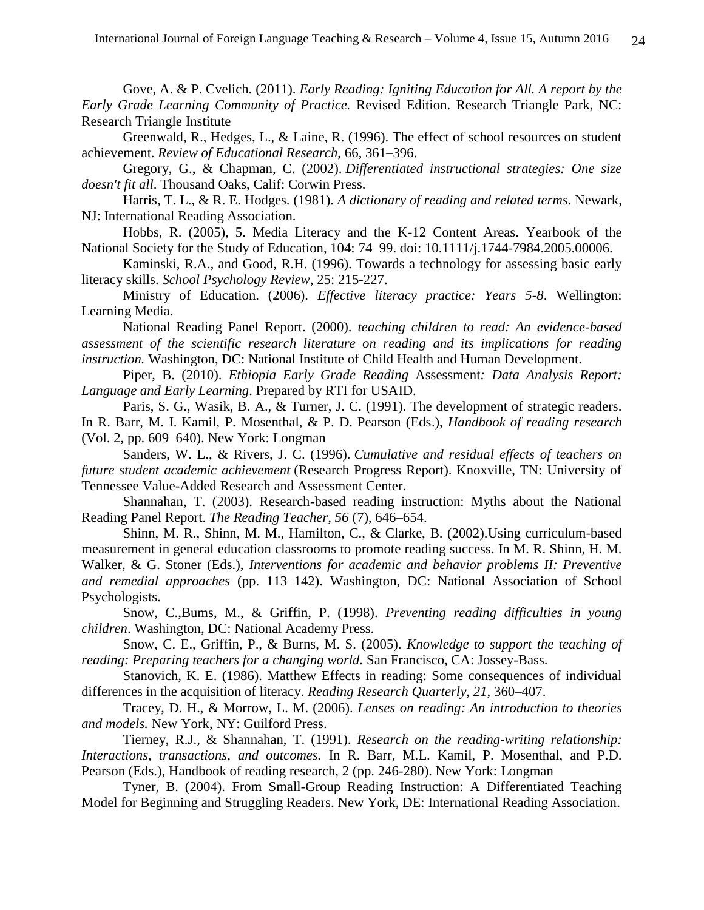Gove, A. & P. Cvelich. (2011). *Early Reading: Igniting Education for All. A report by the Early Grade Learning Community of Practice.* Revised Edition. Research Triangle Park, NC: Research Triangle Institute

Greenwald, R., Hedges, L., & Laine, R. (1996). The effect of school resources on student achievement. *Review of Educational Research*, 66, 361–396.

Gregory, G., & Chapman, C. (2002). *Differentiated instructional strategies: One size doesn't fit all*. Thousand Oaks, Calif: Corwin Press.

Harris, T. L., & R. E. Hodges. (1981). *A dictionary of reading and related terms*. Newark, NJ: International Reading Association.

Hobbs, R. (2005), 5. Media Literacy and the K-12 Content Areas. Yearbook of the National Society for the Study of Education, 104: 74–99. doi: 10.1111/j.1744-7984.2005.00006.

Kaminski, R.A., and Good, R.H. (1996). Towards a technology for assessing basic early literacy skills. *School Psychology Review*, 25: 215-227.

Ministry of Education. (2006). *Effective literacy practice: Years 5-8*. Wellington: Learning Media.

National Reading Panel Report. (2000). *teaching children to read: An evidence-based assessment of the scientific research literature on reading and its implications for reading instruction.* Washington, DC: National Institute of Child Health and Human Development.

Piper, B. (2010). *Ethiopia Early Grade Reading* Assessment*: Data Analysis Report: Language and Early Learning*. Prepared by RTI for USAID.

Paris, S. G., Wasik, B. A., & Turner, J. C. (1991). The development of strategic readers. In R. Barr, M. I. Kamil, P. Mosenthal, & P. D. Pearson (Eds.), *Handbook of reading research* (Vol. 2, pp. 609–640). New York: Longman

Sanders, W. L., & Rivers, J. C. (1996). *Cumulative and residual effects of teachers on future student academic achievement* (Research Progress Report). Knoxville, TN: University of Tennessee Value-Added Research and Assessment Center.

Shannahan, T. (2003). Research-based reading instruction: Myths about the National Reading Panel Report. *The Reading Teacher, 56* (7), 646–654.

Shinn, M. R., Shinn, M. M., Hamilton, C., & Clarke, B. (2002).Using curriculum-based measurement in general education classrooms to promote reading success. In M. R. Shinn, H. M. Walker, & G. Stoner (Eds.), *Interventions for academic and behavior problems II: Preventive and remedial approaches* (pp. 113–142). Washington, DC: National Association of School Psychologists.

Snow, C.,Bums, M., & Griffin, P. (1998). *Preventing reading difficulties in young children*. Washington, DC: National Academy Press.

Snow, C. E., Griffin, P., & Burns, M. S. (2005). *Knowledge to support the teaching of reading: Preparing teachers for a changing world.* San Francisco, CA: Jossey-Bass.

Stanovich, K. E. (1986). Matthew Effects in reading: Some consequences of individual differences in the acquisition of literacy. *Reading Research Quarterly*, *21*, 360–407.

Tracey, D. H., & Morrow, L. M. (2006). *Lenses on reading: An introduction to theories and models.* New York, NY: Guilford Press.

Tierney, R.J., & Shannahan, T. (1991). *Research on the reading-writing relationship: Interactions, transactions, and outcomes.* In R. Barr, M.L. Kamil, P. Mosenthal, and P.D. Pearson (Eds.), Handbook of reading research, 2 (pp. 246-280). New York: Longman

Tyner, B. (2004). From Small-Group Reading Instruction: A Differentiated Teaching Model for Beginning and Struggling Readers. New York, DE: International Reading Association.